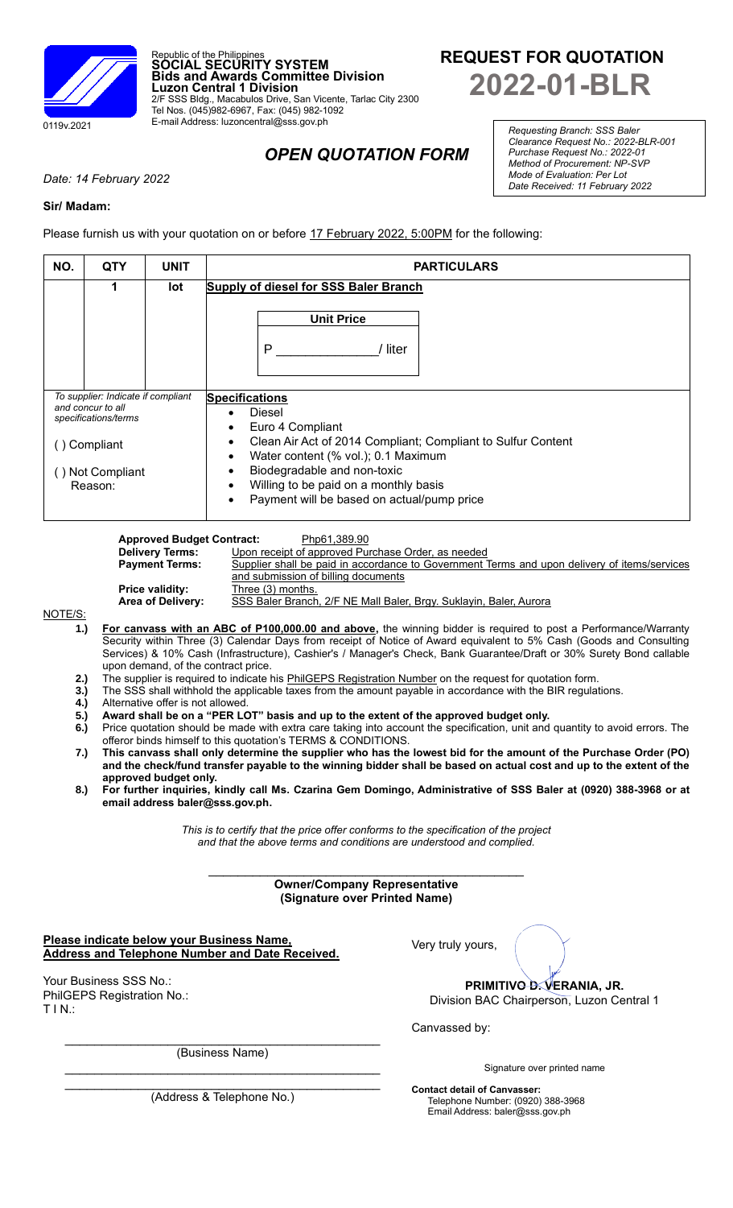0119v.2021

Republic of the Philippines
**SOCIAL SECURITY SYSTEM**
**Bids and Awards Committee Division**
**Luzon Central 1 Division**
2/F SSS Bldg., Macabulos Drive, San Vicente, Tarlac City 2300
Tel Nos. (045)982-6967, Fax: (045) 982-1092
E-mail Address: luzoncentral@sss.gov.ph

# REQUEST FOR QUOTATION
# 2022-01-BLR

*Requesting Branch: SSS Baler*
*Clearance Request No.: 2022-BLR-001*
*Purchase Request No.: 2022-01*
*Method of Procurement: NP-SVP*
*Mode of Evaluation: Per Lot*
*Date Received: 11 February 2022*

## *OPEN QUOTATION FORM*

*Date: 14 February 2022*

**Sir/ Madam:**

Please furnish us with your quotation on or before 17 February 2022, 5:00PM for the following:

| NO. | QTY | UNIT | PARTICULARS |
|---|---|---|---|
| | 1 | lot | **Supply of diesel for SSS Baler Branch**<br><br>**Unit Price**<br>P \_\_\_\_\_\_\_\_\_\_\_\_\_\_ / liter |
| *To supplier: Indicate if compliant and concur to all specifications/terms*<br><br>( ) Compliant<br><br>( ) Not Compliant<br>Reason: | | | **Specifications**<br>• Diesel<br>• Euro 4 Compliant<br>• Clean Air Act of 2014 Compliant; Compliant to Sulfur Content<br>• Water content (% vol.); 0.1 Maximum<br>• Biodegradable and non-toxic<br>• Willing to be paid on a monthly basis<br>• Payment will be based on actual/pump price |

**Approved Budget Contract:** Php61,389.90
**Delivery Terms:** Upon receipt of approved Purchase Order, as needed
**Payment Terms:** Supplier shall be paid in accordance to Government Terms and upon delivery of items/services and submission of billing documents
**Price validity:** Three (3) months.
**Area of Delivery:** SSS Baler Branch, 2/F NE Mall Baler, Brgy. Suklayin, Baler, Aurora

NOTE/S:

1.) **For canvass with an ABC of P100,000.00 and above,** the winning bidder is required to post a Performance/Warranty Security within Three (3) Calendar Days from receipt of Notice of Award equivalent to 5% Cash (Goods and Consulting Services) & 10% Cash (Infrastructure), Cashier's / Manager's Check, Bank Guarantee/Draft or 30% Surety Bond callable upon demand, of the contract price.
2.) The supplier is required to indicate his PhilGEPS Registration Number on the request for quotation form.
3.) The SSS shall withhold the applicable taxes from the amount payable in accordance with the BIR regulations.
4.) Alternative offer is not allowed.
5.) **Award shall be on a "PER LOT" basis and up to the extent of the approved budget only.**
6.) Price quotation should be made with extra care taking into account the specification, unit and quantity to avoid errors. The offeror binds himself to this quotation's TERMS & CONDITIONS.
7.) **This canvass shall only determine the supplier who has the lowest bid for the amount of the Purchase Order (PO) and the check/fund transfer payable to the winning bidder shall be based on actual cost and up to the extent of the approved budget only.**
8.) **For further inquiries, kindly call Ms. Czarina Gem Domingo, Administrative of SSS Baler at (0920) 388-3968 or at email address baler@sss.gov.ph.**

*This is to certify that the price offer conforms to the specification of the project and that the above terms and conditions are understood and complied.*

\_\_\_\_\_\_\_\_\_\_\_\_\_\_\_\_\_\_\_\_\_\_\_\_\_\_\_\_\_\_\_\_\_\_\_\_\_\_\_\_
**Owner/Company Representative**
**(Signature over Printed Name)**

**Please indicate below your Business Name, Address and Telephone Number and Date Received.**

Your Business SSS No.:
PhilGEPS Registration No.:
T I N.:

\_\_\_\_\_\_\_\_\_\_\_\_\_\_\_\_\_\_\_\_\_\_\_\_\_\_\_\_\_\_\_\_\_\_\_\_\_\_\_\_
(Business Name)

\_\_\_\_\_\_\_\_\_\_\_\_\_\_\_\_\_\_\_\_\_\_\_\_\_\_\_\_\_\_\_\_\_\_\_\_\_\_\_\_
\_\_\_\_\_\_\_\_\_\_\_\_\_\_\_\_\_\_\_\_\_\_\_\_\_\_\_\_\_\_\_\_\_\_\_\_\_\_\_\_
(Address & Telephone No.)

Very truly yours,

**PRIMITIVO D. VERANIA, JR.**
Division BAC Chairperson, Luzon Central 1

Canvassed by:

Signature over printed name

**Contact detail of Canvasser:**
Telephone Number: (0920) 388-3968
Email Address: baler@sss.gov.ph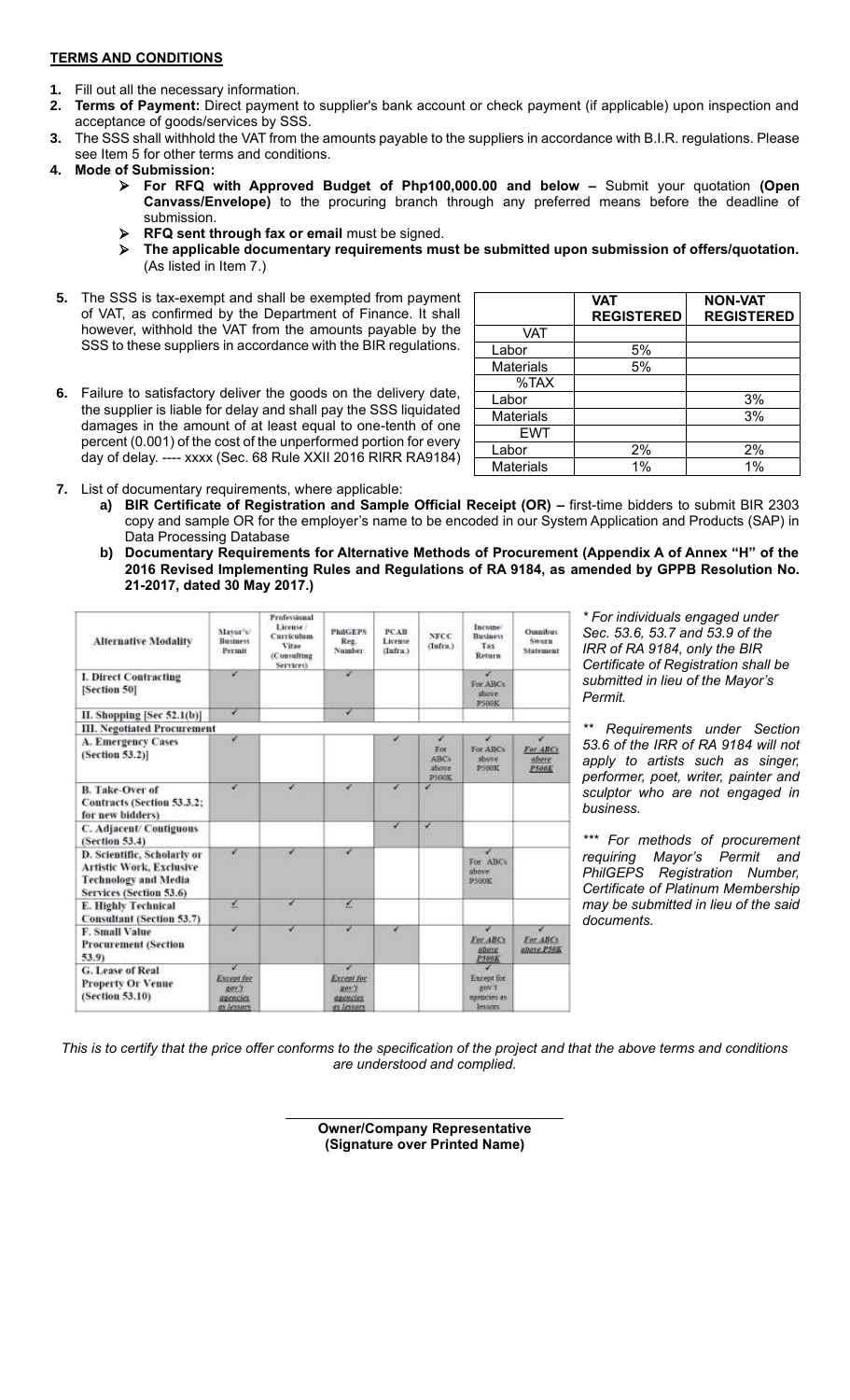## TERMS AND CONDITIONS

1. Fill out all the necessary information.
2. **Terms of Payment:** Direct payment to supplier's bank account or check payment (if applicable) upon inspection and acceptance of goods/services by SSS.
3. The SSS shall withhold the VAT from the amounts payable to the suppliers in accordance with B.I.R. regulations. Please see Item 5 for other terms and conditions.
4. **Mode of Submission:**
   - **For RFQ with Approved Budget of Php100,000.00 and below –** Submit your quotation **(Open Canvass/Envelope)** to the procuring branch through any preferred means before the deadline of submission.
   - **RFQ sent through fax or email** must be signed.
   - **The applicable documentary requirements must be submitted upon submission of offers/quotation.** (As listed in Item 7.)
5. The SSS is tax-exempt and shall be exempted from payment of VAT, as confirmed by the Department of Finance. It shall however, withhold the VAT from the amounts payable by the SSS to these suppliers in accordance with the BIR regulations.
6. Failure to satisfactory deliver the goods on the delivery date, the supplier is liable for delay and shall pay the SSS liquidated damages in the amount of at least equal to one-tenth of one percent (0.001) of the cost of the unperformed portion for every day of delay. ---- xxxx (Sec. 68 Rule XXII 2016 RIRR RA9184)

| | VAT REGISTERED | NON-VAT REGISTERED |
|---|---|---|
| VAT | | |
| Labor | 5% | |
| Materials | 5% | |
| %TAX | | |
| Labor | | 3% |
| Materials | | 3% |
| EWT | | |
| Labor | 2% | 2% |
| Materials | 1% | 1% |

7. List of documentary requirements, where applicable:
   a) **BIR Certificate of Registration and Sample Official Receipt (OR) –** first-time bidders to submit BIR 2303 copy and sample OR for the employer's name to be encoded in our System Application and Products (SAP) in Data Processing Database
   b) **Documentary Requirements for Alternative Methods of Procurement (Appendix A of Annex "H" of the 2016 Revised Implementing Rules and Regulations of RA 9184, as amended by GPPB Resolution No. 21-2017, dated 30 May 2017.)**

| Alternative Modality | Mayor's/ Business Permit | Professional License / Curriculum Vitae (Consulting Services) | PhilGEPS Reg. Number | PCAB License (Infra.) | NFCC (Infra.) | Income/ Business Tax Return | Omnibus Sworn Statement |
|---|---|---|---|---|---|---|---|
| I. Direct Contracting [Section 50] | ✓ | | ✓ | | | ✓ For ABCs above P500K | |
| II. Shopping [Sec 52.1(b)] | ✓ | | ✓ | | | | |
| III. Negotiated Procurement | | | | | | | |
| A. Emergency Cases (Section 53.2)] | ✓ | | | ✓ | ✓ For ABCs above P500K | ✓ For ABCs above P500K | ✓ For ABCs above P500K |
| B. Take-Over of Contracts (Section 53.3.2; for new bidders) | ✓ | ✓ | ✓ | ✓ | ✓ | | |
| C. Adjacent/ Contiguous (Section 53.4) | | | | ✓ | ✓ | | |
| D. Scientific, Scholarly or Artistic Work, Exclusive Technology and Media Services (Section 53.6) | ✓ | ✓ | ✓ | | | ✓ For ABCs above P500K | |
| E. Highly Technical Consultant (Section 53.7) | ✓ | ✓ | ✓ | | | | |
| F. Small Value Procurement (Section 53.9) | ✓ | ✓ | ✓ | ✓ | | ✓ For ABCs above P500K | ✓ For ABCs above P50K |
| G. Lease of Real Property Or Venue (Section 53.10) | ✓ Except for gov't agencies as lessors | | ✓ Except for gov't agencies as lessors | | | ✓ Except for gov't agencies as lessors | |

*\* For individuals engaged under Sec. 53.6, 53.7 and 53.9 of the IRR of RA 9184, only the BIR Certificate of Registration shall be submitted in lieu of the Mayor's Permit.*

*\*\* Requirements under Section 53.6 of the IRR of RA 9184 will not apply to artists such as singer, performer, poet, writer, painter and sculptor who are not engaged in business.*

*\*\*\* For methods of procurement requiring Mayor's Permit and PhilGEPS Registration Number, Certificate of Platinum Membership may be submitted in lieu of the said documents.*

*This is to certify that the price offer conforms to the specification of the project and that the above terms and conditions are understood and complied.*

\_\_\_\_\_\_\_\_\_\_\_\_\_\_\_\_\_\_\_\_\_\_\_\_\_\_\_\_\_\_\_\_\_\_\_\_

**Owner/Company Representative**
**(Signature over Printed Name)**